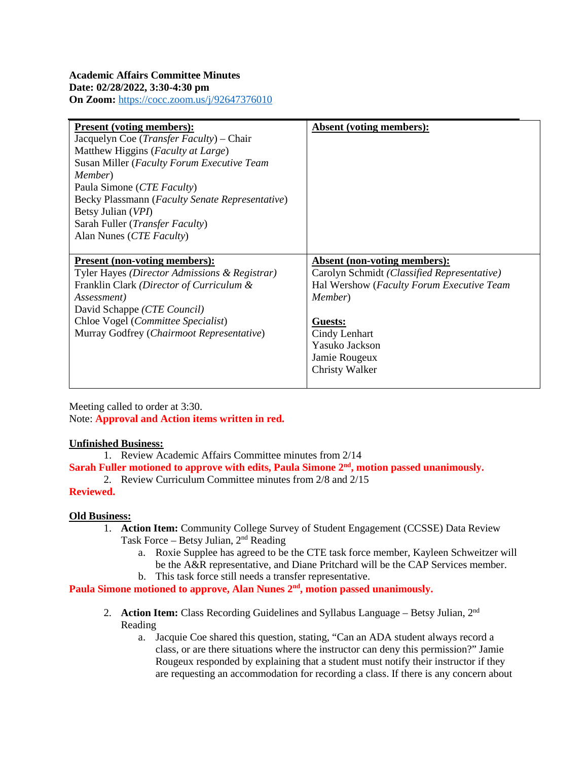**Academic Affairs Committee Minutes**
**Date: 02/28/2022, 3:30-4:30 pm**
**On Zoom:** https://cocc.zoom.us/j/92647376010

| **Present (voting members):** | **Absent (voting members):** |
|---|---|
| Jacquelyn Coe (*Transfer Faculty*) – Chair<br>Matthew Higgins (*Faculty at Large*)<br>Susan Miller (*Faculty Forum Executive Team Member*)<br>Paula Simone (*CTE Faculty*)<br>Becky Plassmann (*Faculty Senate Representative*)<br>Betsy Julian (*VPI*)<br>Sarah Fuller (*Transfer Faculty*)<br>Alan Nunes (*CTE Faculty*) | |
| **Present (non-voting members):**<br>Tyler Hayes *(Director Admissions & Registrar)*<br>Franklin Clark *(Director of Curriculum & Assessment)*<br>David Schappe *(CTE Council)*<br>Chloe Vogel (*Committee Specialist*)<br>Murray Godfrey (*Chairmoot Representative*) | **Absent (non-voting members):**<br>Carolyn Schmidt *(Classified Representative)*<br>Hal Wershow (*Faculty Forum Executive Team Member*)<br><br>**Guests:**<br>Cindy Lenhart<br>Yasuko Jackson<br>Jamie Rougeux<br>Christy Walker |

Meeting called to order at 3:30.
Note: **Approval and Action items written in red.**

**Unfinished Business:**

1. Review Academic Affairs Committee minutes from 2/14

**Sarah Fuller motioned to approve with edits, Paula Simone 2nd, motion passed unanimously.**

2. Review Curriculum Committee minutes from 2/8 and 2/15

**Reviewed.**

**Old Business:**

1. **Action Item:** Community College Survey of Student Engagement (CCSSE) Data Review Task Force – Betsy Julian, 2nd Reading
   a. Roxie Supplee has agreed to be the CTE task force member, Kayleen Schweitzer will be the A&R representative, and Diane Pritchard will be the CAP Services member.
   b. This task force still needs a transfer representative.

**Paula Simone motioned to approve, Alan Nunes 2nd, motion passed unanimously.**

2. **Action Item:** Class Recording Guidelines and Syllabus Language – Betsy Julian, 2nd Reading
   a. Jacquie Coe shared this question, stating, "Can an ADA student always record a class, or are there situations where the instructor can deny this permission?" Jamie Rougeux responded by explaining that a student must notify their instructor if they are requesting an accommodation for recording a class. If there is any concern about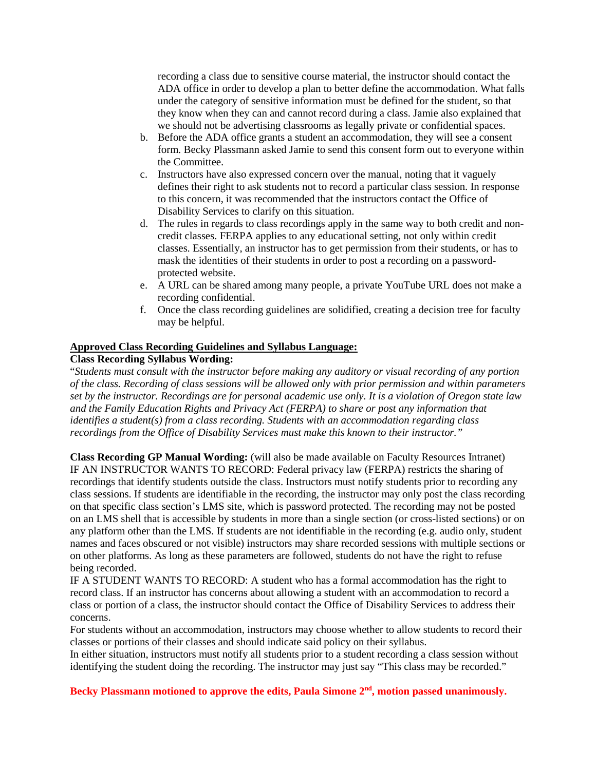recording a class due to sensitive course material, the instructor should contact the ADA office in order to develop a plan to better define the accommodation. What falls under the category of sensitive information must be defined for the student, so that they know when they can and cannot record during a class. Jamie also explained that we should not be advertising classrooms as legally private or confidential spaces.

b. Before the ADA office grants a student an accommodation, they will see a consent form. Becky Plassmann asked Jamie to send this consent form out to everyone within the Committee.
c. Instructors have also expressed concern over the manual, noting that it vaguely defines their right to ask students not to record a particular class session. In response to this concern, it was recommended that the instructors contact the Office of Disability Services to clarify on this situation.
d. The rules in regards to class recordings apply in the same way to both credit and non-credit classes. FERPA applies to any educational setting, not only within credit classes. Essentially, an instructor has to get permission from their students, or has to mask the identities of their students in order to post a recording on a password-protected website.
e. A URL can be shared among many people, a private YouTube URL does not make a recording confidential.
f. Once the class recording guidelines are solidified, creating a decision tree for faculty may be helpful.

**Approved Class Recording Guidelines and Syllabus Language:**

**Class Recording Syllabus Wording:**

"*Students must consult with the instructor before making any auditory or visual recording of any portion of the class. Recording of class sessions will be allowed only with prior permission and within parameters set by the instructor. Recordings are for personal academic use only. It is a violation of Oregon state law and the Family Education Rights and Privacy Act (FERPA) to share or post any information that identifies a student(s) from a class recording. Students with an accommodation regarding class recordings from the Office of Disability Services must make this known to their instructor.*"

**Class Recording GP Manual Wording:** (will also be made available on Faculty Resources Intranet)

IF AN INSTRUCTOR WANTS TO RECORD: Federal privacy law (FERPA) restricts the sharing of recordings that identify students outside the class. Instructors must notify students prior to recording any class sessions. If students are identifiable in the recording, the instructor may only post the class recording on that specific class section's LMS site, which is password protected. The recording may not be posted on an LMS shell that is accessible by students in more than a single section (or cross-listed sections) or on any platform other than the LMS. If students are not identifiable in the recording (e.g. audio only, student names and faces obscured or not visible) instructors may share recorded sessions with multiple sections or on other platforms. As long as these parameters are followed, students do not have the right to refuse being recorded.

IF A STUDENT WANTS TO RECORD: A student who has a formal accommodation has the right to record class. If an instructor has concerns about allowing a student with an accommodation to record a class or portion of a class, the instructor should contact the Office of Disability Services to address their concerns.

For students without an accommodation, instructors may choose whether to allow students to record their classes or portions of their classes and should indicate said policy on their syllabus.

In either situation, instructors must notify all students prior to a student recording a class session without identifying the student doing the recording. The instructor may just say "This class may be recorded."

**Becky Plassmann motioned to approve the edits, Paula Simone 2nd, motion passed unanimously.**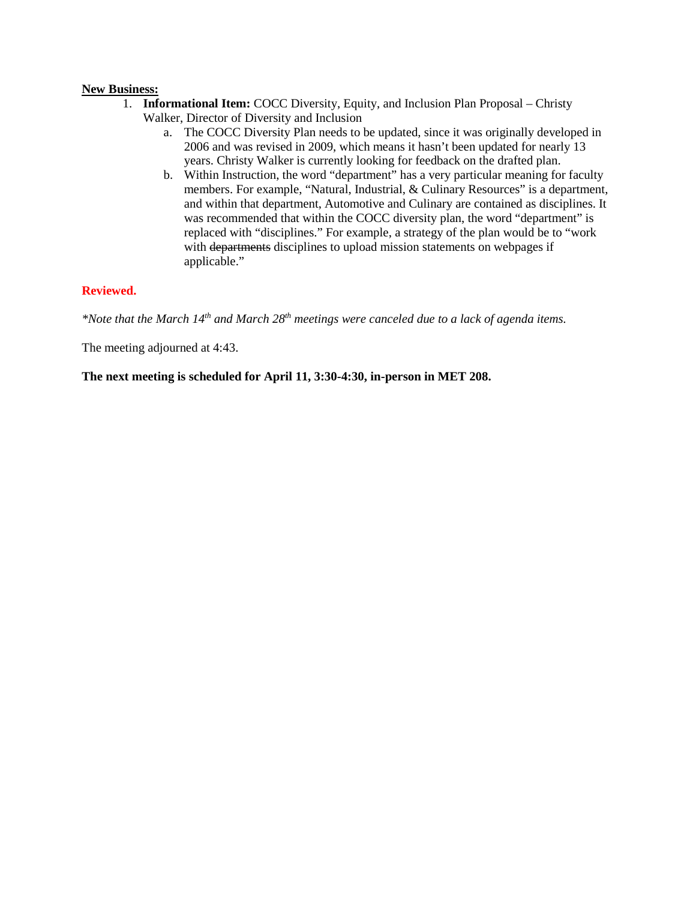**New Business:**

1. **Informational Item:** COCC Diversity, Equity, and Inclusion Plan Proposal – Christy Walker, Director of Diversity and Inclusion
   a. The COCC Diversity Plan needs to be updated, since it was originally developed in 2006 and was revised in 2009, which means it hasn't been updated for nearly 13 years. Christy Walker is currently looking for feedback on the drafted plan.
   b. Within Instruction, the word "department" has a very particular meaning for faculty members. For example, "Natural, Industrial, & Culinary Resources" is a department, and within that department, Automotive and Culinary are contained as disciplines. It was recommended that within the COCC diversity plan, the word "department" is replaced with "disciplines." For example, a strategy of the plan would be to "work with ~~departments~~ disciplines to upload mission statements on webpages if applicable."

**Reviewed.**

*\*Note that the March 14th and March 28th meetings were canceled due to a lack of agenda items.*

The meeting adjourned at 4:43.

**The next meeting is scheduled for April 11, 3:30-4:30, in-person in MET 208.**